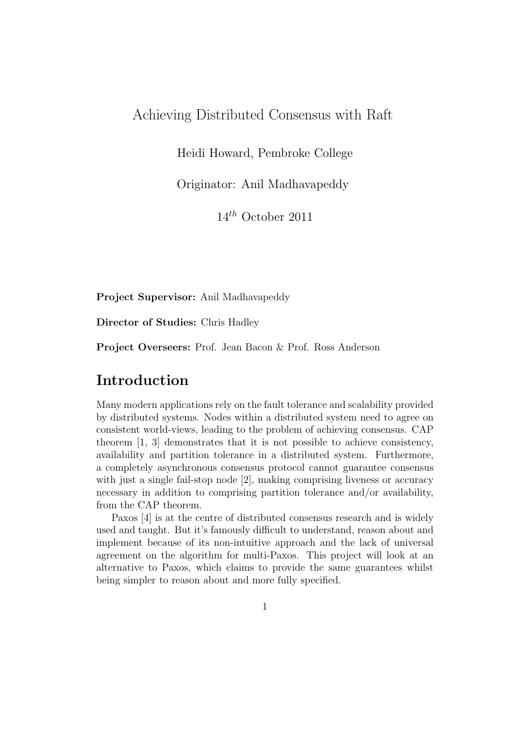# Achieving Distributed Consensus with Raft

Heidi Howard, Pembroke College

Originator: Anil Madhavapeddy

$14^{th}$ October 2011

**Project Supervisor:** Anil Madhavapeddy

**Director of Studies:** Chris Hadley

**Project Overseers:** Prof. Jean Bacon & Prof. Ross Anderson

## Introduction

Many modern applications rely on the fault tolerance and scalability provided by distributed systems. Nodes within a distributed system need to agree on consistent world-views, leading to the problem of achieving consensus. CAP theorem [1, 3] demonstrates that it is not possible to achieve consistency, availability and partition tolerance in a distributed system. Furthermore, a completely asynchronous consensus protocol cannot guarantee consensus with just a single fail-stop node [2], making comprising liveness or accuracy necessary in addition to comprising partition tolerance and/or availability, from the CAP theorem.

Paxos [4] is at the centre of distributed consensus research and is widely used and taught. But it's famously difficult to understand, reason about and implement because of its non-intuitive approach and the lack of universal agreement on the algorithm for multi-Paxos. This project will look at an alternative to Paxos, which claims to provide the same guarantees whilst being simpler to reason about and more fully specified.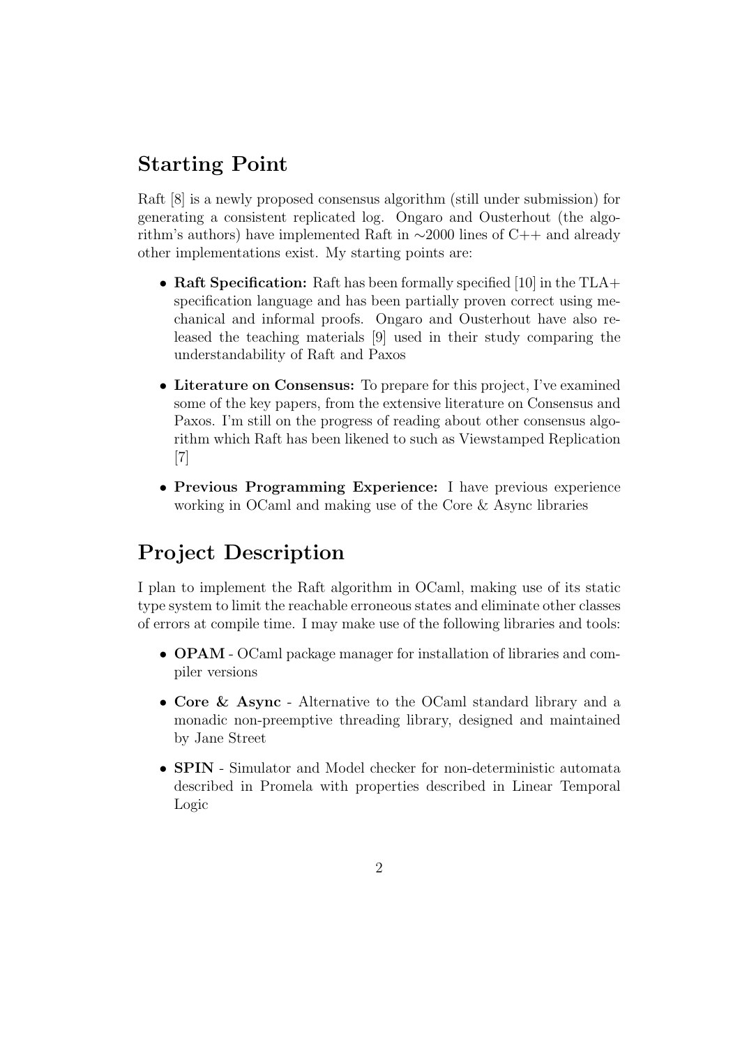## Starting Point

Raft [8] is a newly proposed consensus algorithm (still under submission) for generating a consistent replicated log. Ongaro and Ousterhout (the algorithm's authors) have implemented Raft in ∼2000 lines of C++ and already other implementations exist. My starting points are:

- **Raft Specification:** Raft has been formally specified [10] in the TLA+ specification language and has been partially proven correct using mechanical and informal proofs. Ongaro and Ousterhout have also released the teaching materials [9] used in their study comparing the understandability of Raft and Paxos
- **Literature on Consensus:** To prepare for this project, I've examined some of the key papers, from the extensive literature on Consensus and Paxos. I'm still on the progress of reading about other consensus algorithm which Raft has been likened to such as Viewstamped Replication [7]
- **Previous Programming Experience:** I have previous experience working in OCaml and making use of the Core & Async libraries

## Project Description

I plan to implement the Raft algorithm in OCaml, making use of its static type system to limit the reachable erroneous states and eliminate other classes of errors at compile time. I may make use of the following libraries and tools:

- **OPAM** - OCaml package manager for installation of libraries and compiler versions
- **Core & Async** - Alternative to the OCaml standard library and a monadic non-preemptive threading library, designed and maintained by Jane Street
- **SPIN** - Simulator and Model checker for non-deterministic automata described in Promela with properties described in Linear Temporal Logic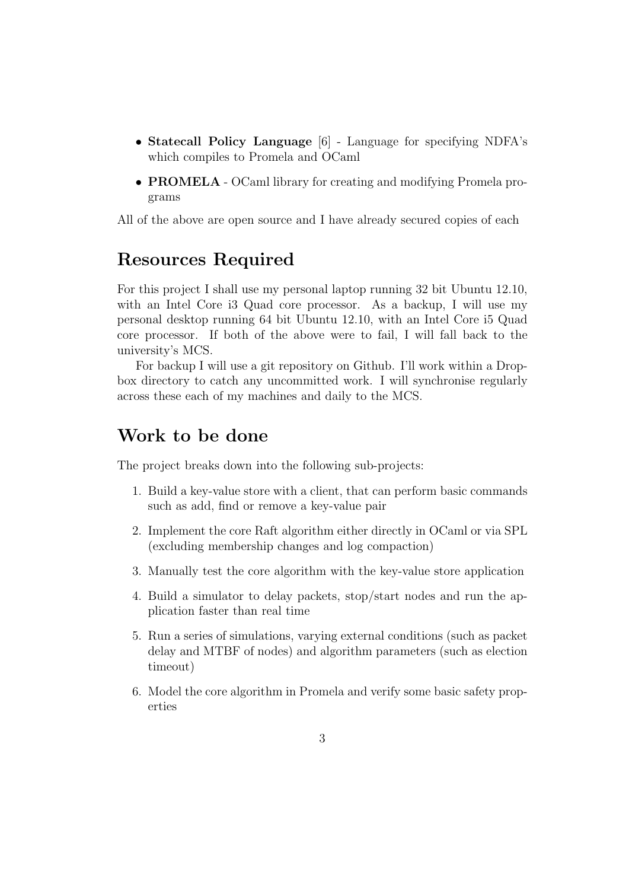- **Statecall Policy Language** [6] - Language for specifying NDFA's which compiles to Promela and OCaml
- **PROMELA** - OCaml library for creating and modifying Promela programs

All of the above are open source and I have already secured copies of each

## Resources Required

For this project I shall use my personal laptop running 32 bit Ubuntu 12.10, with an Intel Core i3 Quad core processor. As a backup, I will use my personal desktop running 64 bit Ubuntu 12.10, with an Intel Core i5 Quad core processor. If both of the above were to fail, I will fall back to the university's MCS.

For backup I will use a git repository on Github. I'll work within a Dropbox directory to catch any uncommitted work. I will synchronise regularly across these each of my machines and daily to the MCS.

## Work to be done

The project breaks down into the following sub-projects:

1. Build a key-value store with a client, that can perform basic commands such as add, find or remove a key-value pair
2. Implement the core Raft algorithm either directly in OCaml or via SPL (excluding membership changes and log compaction)
3. Manually test the core algorithm with the key-value store application
4. Build a simulator to delay packets, stop/start nodes and run the application faster than real time
5. Run a series of simulations, varying external conditions (such as packet delay and MTBF of nodes) and algorithm parameters (such as election timeout)
6. Model the core algorithm in Promela and verify some basic safety properties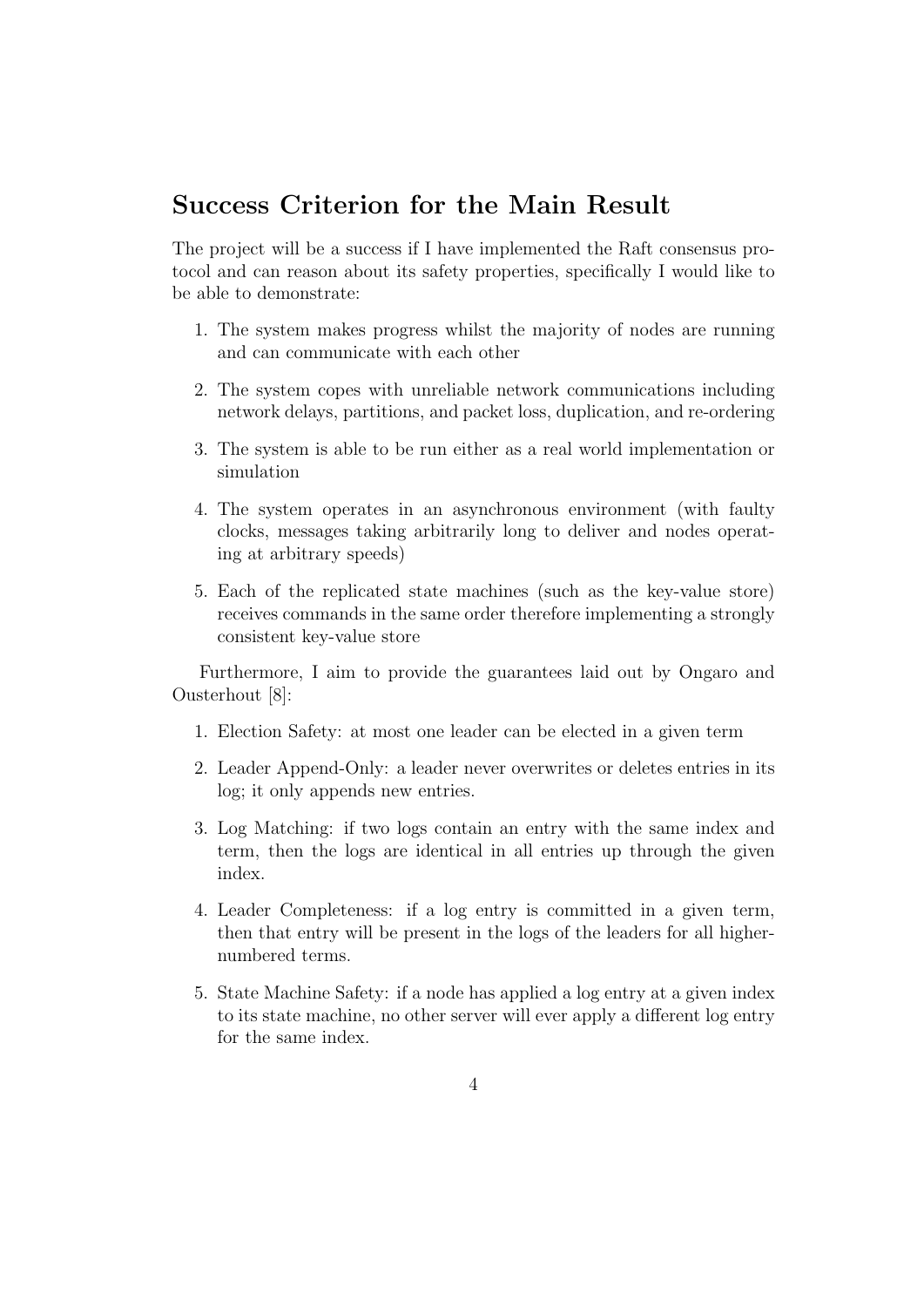## Success Criterion for the Main Result

The project will be a success if I have implemented the Raft consensus protocol and can reason about its safety properties, specifically I would like to be able to demonstrate:

1. The system makes progress whilst the majority of nodes are running and can communicate with each other
2. The system copes with unreliable network communications including network delays, partitions, and packet loss, duplication, and re-ordering
3. The system is able to be run either as a real world implementation or simulation
4. The system operates in an asynchronous environment (with faulty clocks, messages taking arbitrarily long to deliver and nodes operating at arbitrary speeds)
5. Each of the replicated state machines (such as the key-value store) receives commands in the same order therefore implementing a strongly consistent key-value store

Furthermore, I aim to provide the guarantees laid out by Ongaro and Ousterhout [8]:

1. Election Safety: at most one leader can be elected in a given term
2. Leader Append-Only: a leader never overwrites or deletes entries in its log; it only appends new entries.
3. Log Matching: if two logs contain an entry with the same index and term, then the logs are identical in all entries up through the given index.
4. Leader Completeness: if a log entry is committed in a given term, then that entry will be present in the logs of the leaders for all higher-numbered terms.
5. State Machine Safety: if a node has applied a log entry at a given index to its state machine, no other server will ever apply a different log entry for the same index.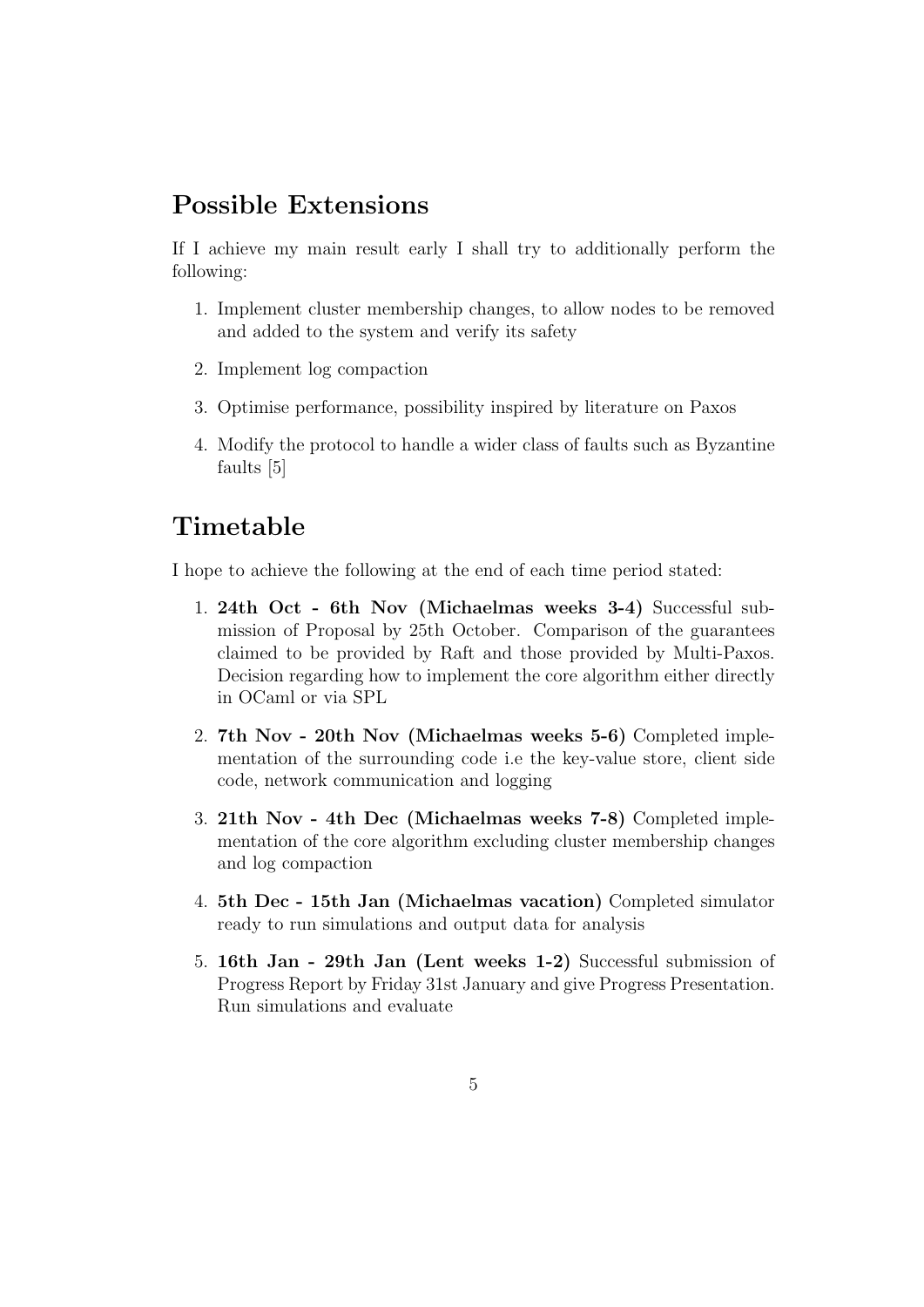## Possible Extensions

If I achieve my main result early I shall try to additionally perform the following:

1. Implement cluster membership changes, to allow nodes to be removed and added to the system and verify its safety
2. Implement log compaction
3. Optimise performance, possibility inspired by literature on Paxos
4. Modify the protocol to handle a wider class of faults such as Byzantine faults [5]

## Timetable

I hope to achieve the following at the end of each time period stated:

1. **24th Oct - 6th Nov (Michaelmas weeks 3-4)** Successful submission of Proposal by 25th October. Comparison of the guarantees claimed to be provided by Raft and those provided by Multi-Paxos. Decision regarding how to implement the core algorithm either directly in OCaml or via SPL
2. **7th Nov - 20th Nov (Michaelmas weeks 5-6)** Completed implementation of the surrounding code i.e the key-value store, client side code, network communication and logging
3. **21th Nov - 4th Dec (Michaelmas weeks 7-8)** Completed implementation of the core algorithm excluding cluster membership changes and log compaction
4. **5th Dec - 15th Jan (Michaelmas vacation)** Completed simulator ready to run simulations and output data for analysis
5. **16th Jan - 29th Jan (Lent weeks 1-2)** Successful submission of Progress Report by Friday 31st January and give Progress Presentation. Run simulations and evaluate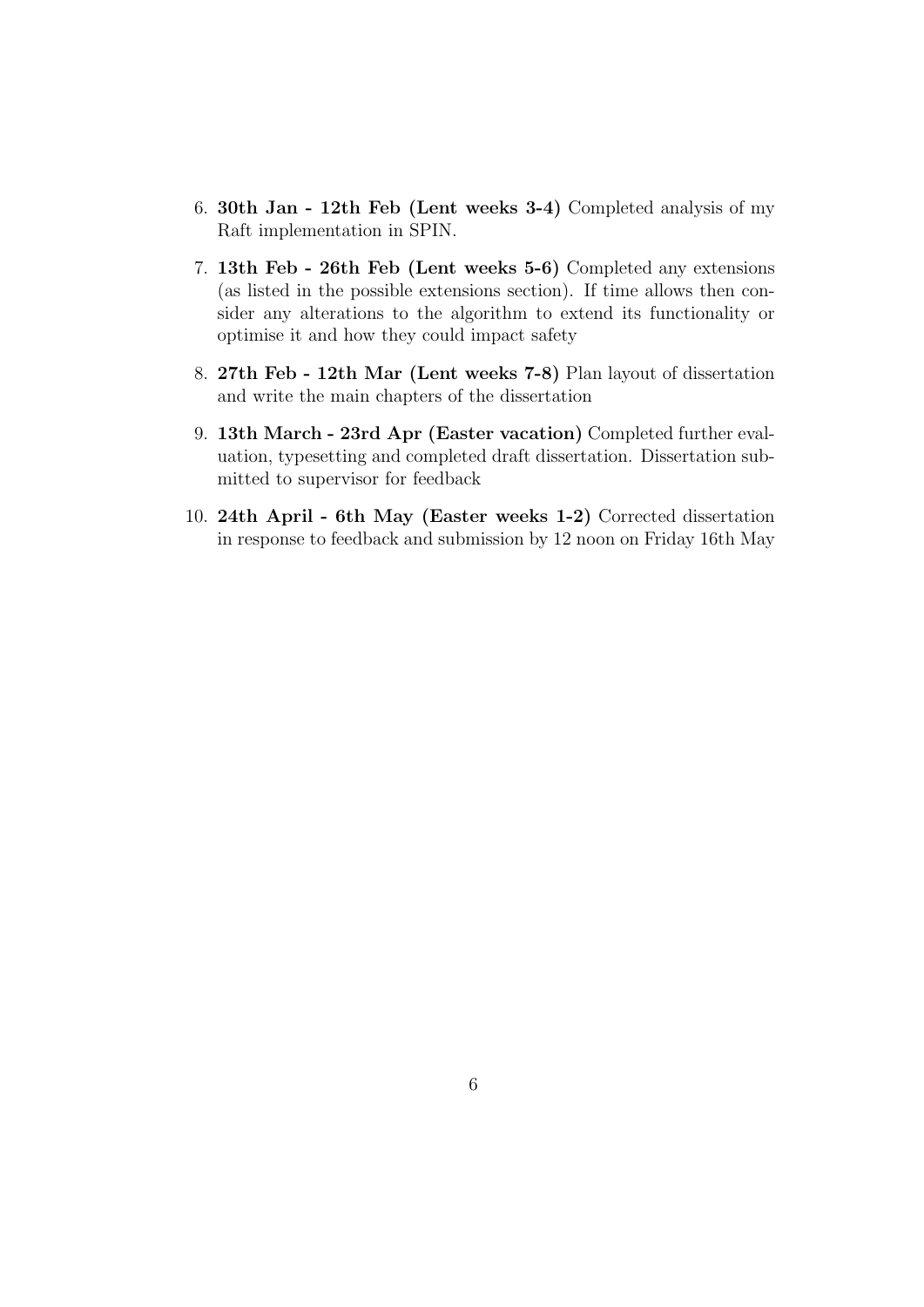6. **30th Jan - 12th Feb (Lent weeks 3-4)** Completed analysis of my Raft implementation in SPIN.
7. **13th Feb - 26th Feb (Lent weeks 5-6)** Completed any extensions (as listed in the possible extensions section). If time allows then consider any alterations to the algorithm to extend its functionality or optimise it and how they could impact safety
8. **27th Feb - 12th Mar (Lent weeks 7-8)** Plan layout of dissertation and write the main chapters of the dissertation
9. **13th March - 23rd Apr (Easter vacation)** Completed further evaluation, typesetting and completed draft dissertation. Dissertation submitted to supervisor for feedback
10. **24th April - 6th May (Easter weeks 1-2)** Corrected dissertation in response to feedback and submission by 12 noon on Friday 16th May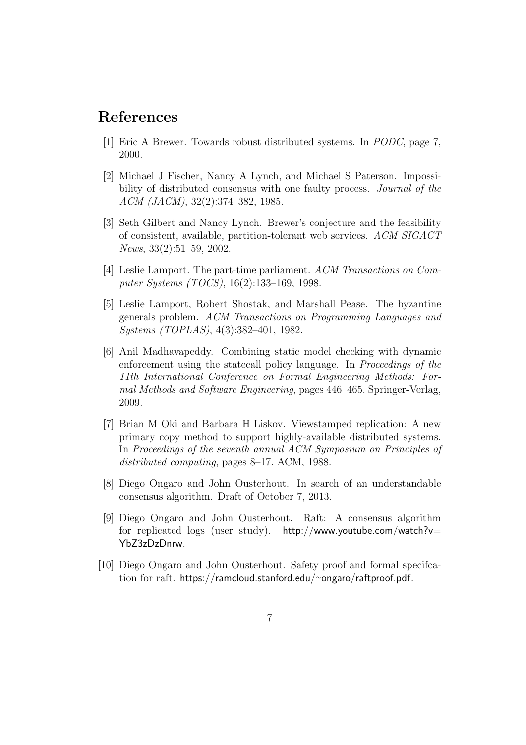## References

[1] Eric A Brewer. Towards robust distributed systems. In *PODC*, page 7, 2000.

[2] Michael J Fischer, Nancy A Lynch, and Michael S Paterson. Impossibility of distributed consensus with one faulty process. *Journal of the ACM (JACM)*, 32(2):374–382, 1985.

[3] Seth Gilbert and Nancy Lynch. Brewer's conjecture and the feasibility of consistent, available, partition-tolerant web services. *ACM SIGACT News*, 33(2):51–59, 2002.

[4] Leslie Lamport. The part-time parliament. *ACM Transactions on Computer Systems (TOCS)*, 16(2):133–169, 1998.

[5] Leslie Lamport, Robert Shostak, and Marshall Pease. The byzantine generals problem. *ACM Transactions on Programming Languages and Systems (TOPLAS)*, 4(3):382–401, 1982.

[6] Anil Madhavapeddy. Combining static model checking with dynamic enforcement using the statecall policy language. In *Proceedings of the 11th International Conference on Formal Engineering Methods: Formal Methods and Software Engineering*, pages 446–465. Springer-Verlag, 2009.

[7] Brian M Oki and Barbara H Liskov. Viewstamped replication: A new primary copy method to support highly-available distributed systems. In *Proceedings of the seventh annual ACM Symposium on Principles of distributed computing*, pages 8–17. ACM, 1988.

[8] Diego Ongaro and John Ousterhout. In search of an understandable consensus algorithm. Draft of October 7, 2013.

[9] Diego Ongaro and John Ousterhout. Raft: A consensus algorithm for replicated logs (user study). http://www.youtube.com/watch?v=YbZ3zDzDnrw.

[10] Diego Ongaro and John Ousterhout. Safety proof and formal specifcation for raft. https://ramcloud.stanford.edu/~ongaro/raftproof.pdf.